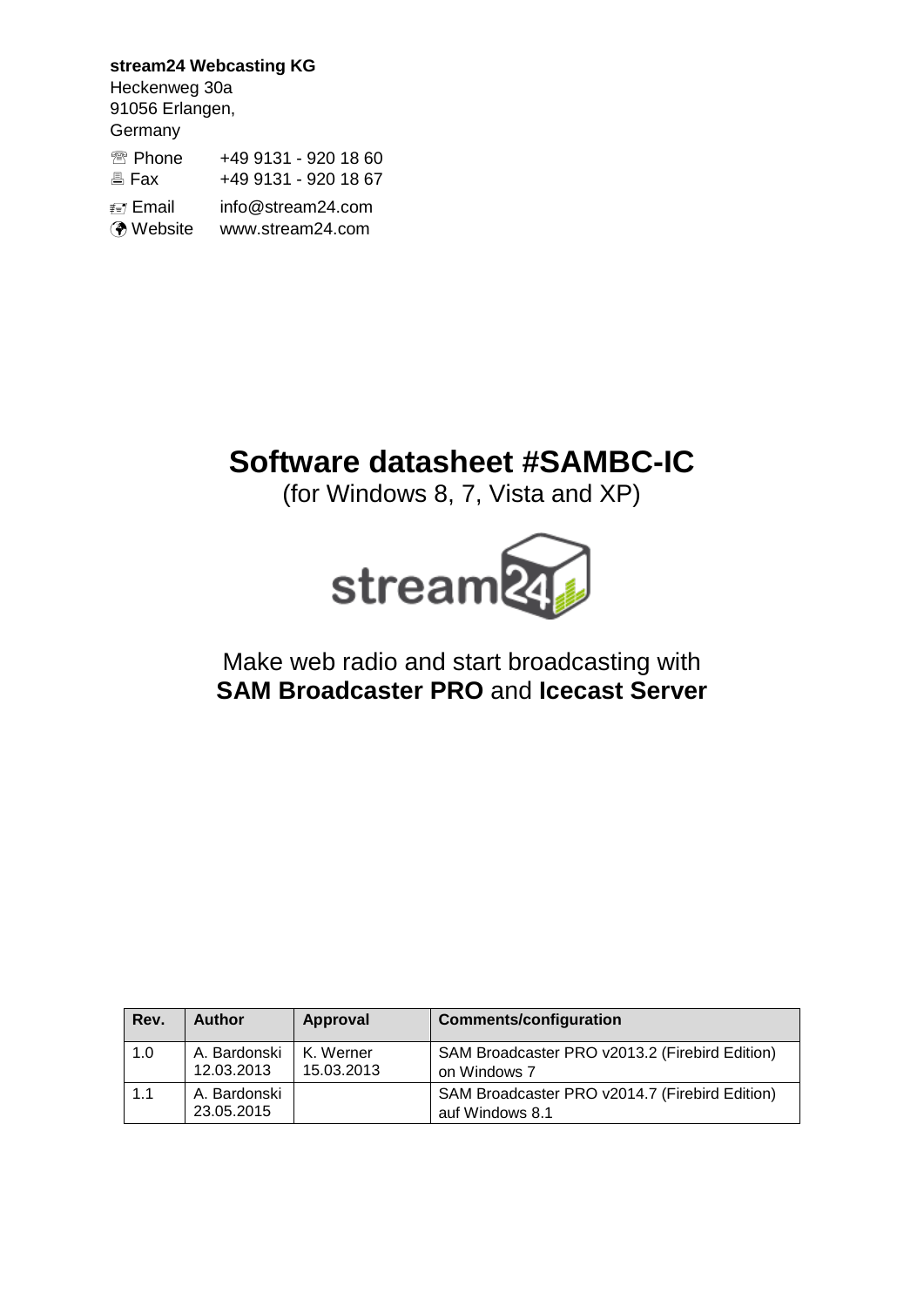**stream24 Webcasting KG**
Heckenweg 30a
91056 Erlangen,
Germany

☏ Phone +49 9131 - 920 18 60
🖷 Fax +49 9131 - 920 18 67

Email info@stream24.com
Website www.stream24.com

# Software datasheet #SAMBC-IC

(for Windows 8, 7, Vista and XP)

stream24

Make web radio and start broadcasting with
**SAM Broadcaster PRO** and **Icecast Server**

| Rev. | Author | Approval | Comments/configuration |
|---|---|---|---|
| 1.0 | A. Bardonski 12.03.2013 | K. Werner 15.03.2013 | SAM Broadcaster PRO v2013.2 (Firebird Edition) on Windows 7 |
| 1.1 | A. Bardonski 23.05.2015 | | SAM Broadcaster PRO v2014.7 (Firebird Edition) auf Windows 8.1 |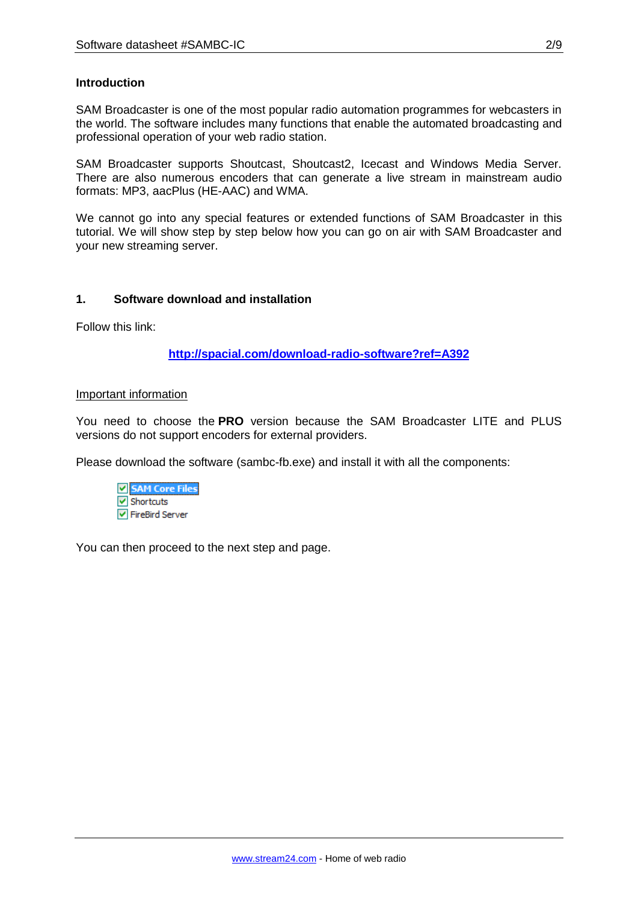## Introduction

SAM Broadcaster is one of the most popular radio automation programmes for webcasters in the world. The software includes many functions that enable the automated broadcasting and professional operation of your web radio station.

SAM Broadcaster supports Shoutcast, Shoutcast2, Icecast and Windows Media Server. There are also numerous encoders that can generate a live stream in mainstream audio formats: MP3, aacPlus (HE-AAC) and WMA.

We cannot go into any special features or extended functions of SAM Broadcaster in this tutorial. We will show step by step below how you can go on air with SAM Broadcaster and your new streaming server.

## 1. Software download and installation

Follow this link:

**http://spacial.com/download-radio-software?ref=A392**

Important information

You need to choose the **PRO** version because the SAM Broadcaster LITE and PLUS versions do not support encoders for external providers.

Please download the software (sambc-fb.exe) and install it with all the components:

- [x] SAM Core Files
- [x] Shortcuts
- [x] FireBird Server

You can then proceed to the next step and page.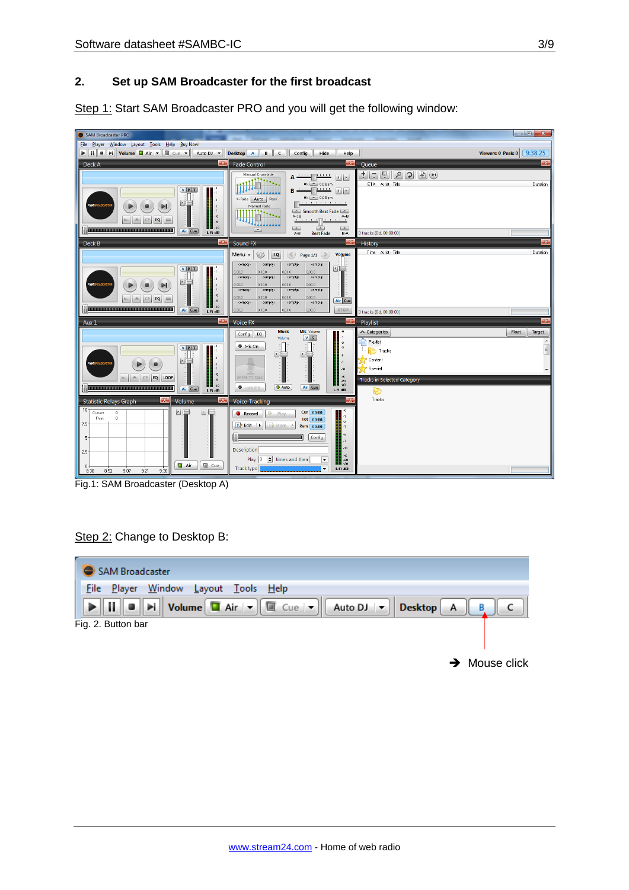## 2. Set up SAM Broadcaster for the first broadcast

Step 1: Start SAM Broadcaster PRO and you will get the following window:

Fig.1: SAM Broadcaster (Desktop A)

Step 2: Change to Desktop B:

Fig. 2. Button bar

➔ Mouse click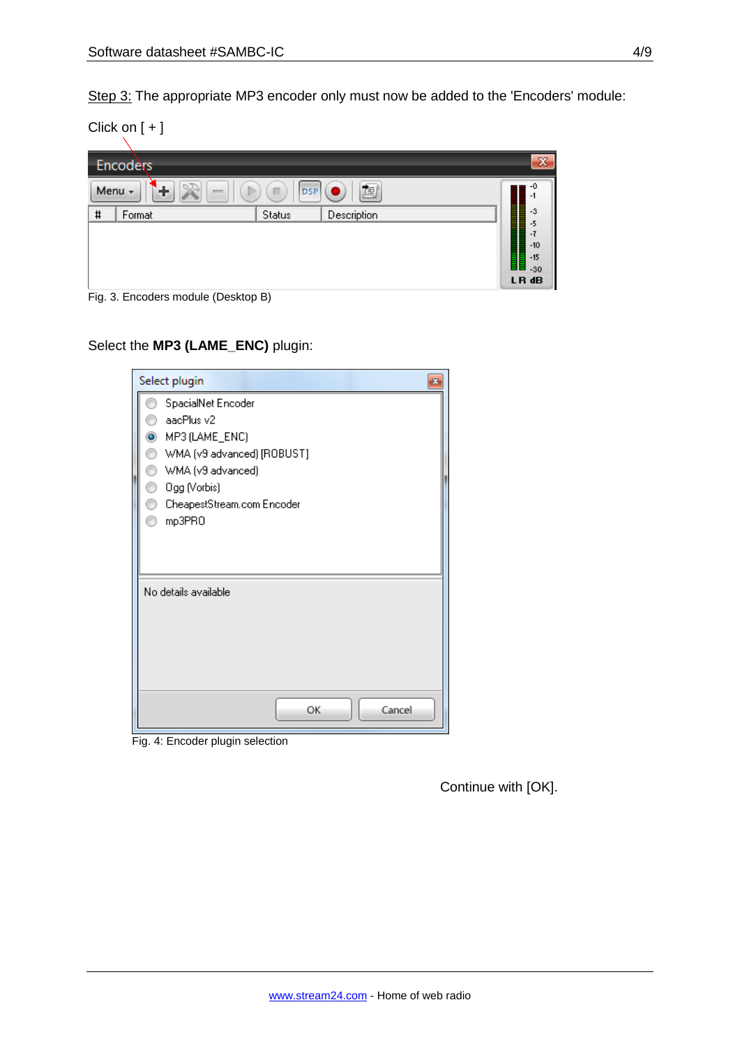Step 3: The appropriate MP3 encoder only must now be added to the 'Encoders' module:

Click on [ + ]

Fig. 3. Encoders module (Desktop B)

Select the **MP3 (LAME_ENC)** plugin:

Fig. 4: Encoder plugin selection

Continue with [OK].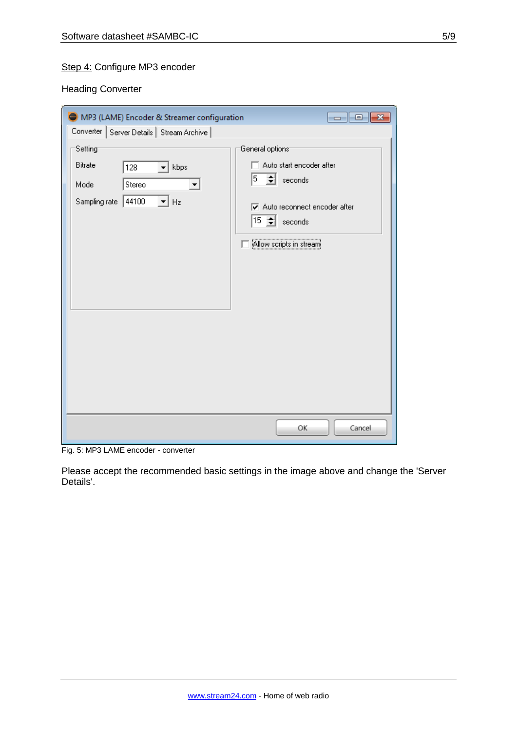Step 4: Configure MP3 encoder

Heading Converter

Fig. 5: MP3 LAME encoder - converter

Please accept the recommended basic settings in the image above and change the 'Server Details'.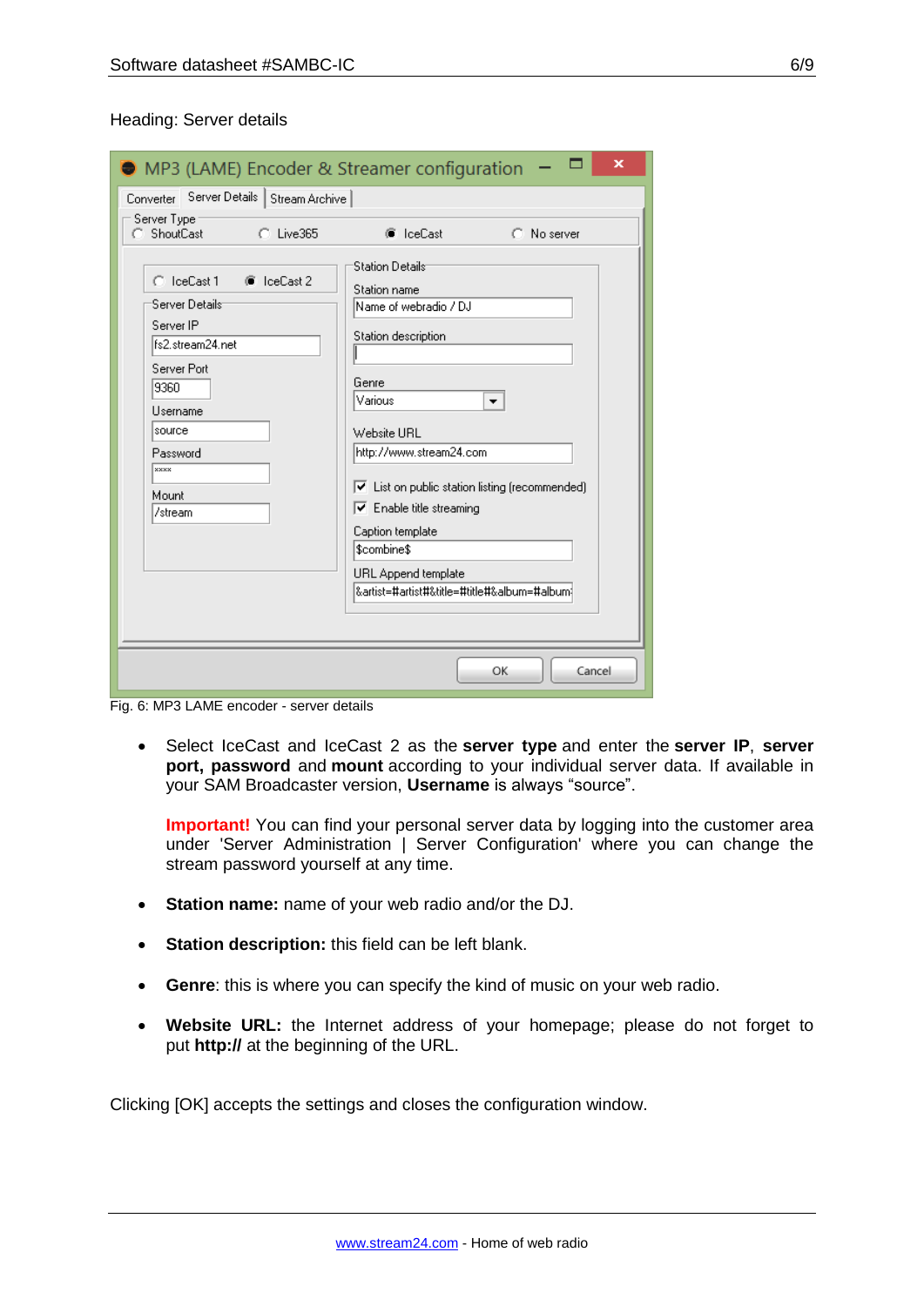Heading: Server details

Fig. 6: MP3 LAME encoder - server details

- Select IceCast and IceCast 2 as the **server type** and enter the **server IP**, **server port, password** and **mount** according to your individual server data. If available in your SAM Broadcaster version, **Username** is always “source”.

  **Important!** You can find your personal server data by logging into the customer area under 'Server Administration | Server Configuration' where you can change the stream password yourself at any time.

- **Station name:** name of your web radio and/or the DJ.
- **Station description:** this field can be left blank.
- **Genre**: this is where you can specify the kind of music on your web radio.
- **Website URL:** the Internet address of your homepage; please do not forget to put **http://** at the beginning of the URL.

Clicking [OK] accepts the settings and closes the configuration window.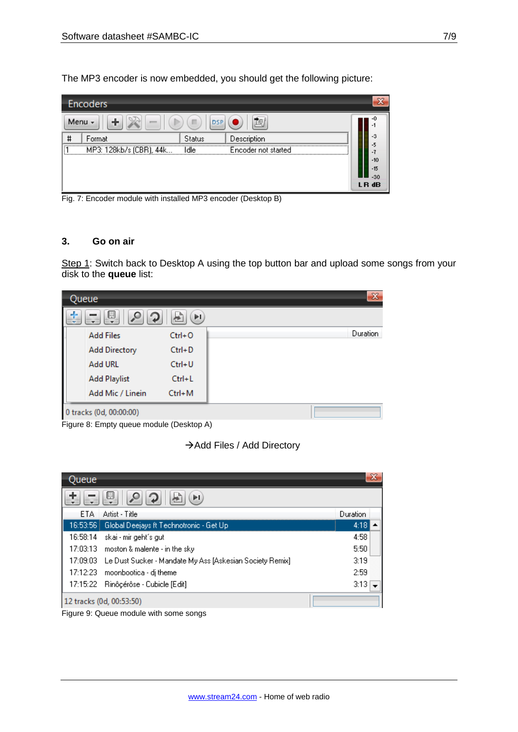The MP3 encoder is now embedded, you should get the following picture:

Fig. 7: Encoder module with installed MP3 encoder (Desktop B)

### 3. Go on air

Step 1: Switch back to Desktop A using the top button bar and upload some songs from your disk to the **queue** list:

Figure 8: Empty queue module (Desktop A)

→Add Files / Add Directory

Figure 9: Queue module with some songs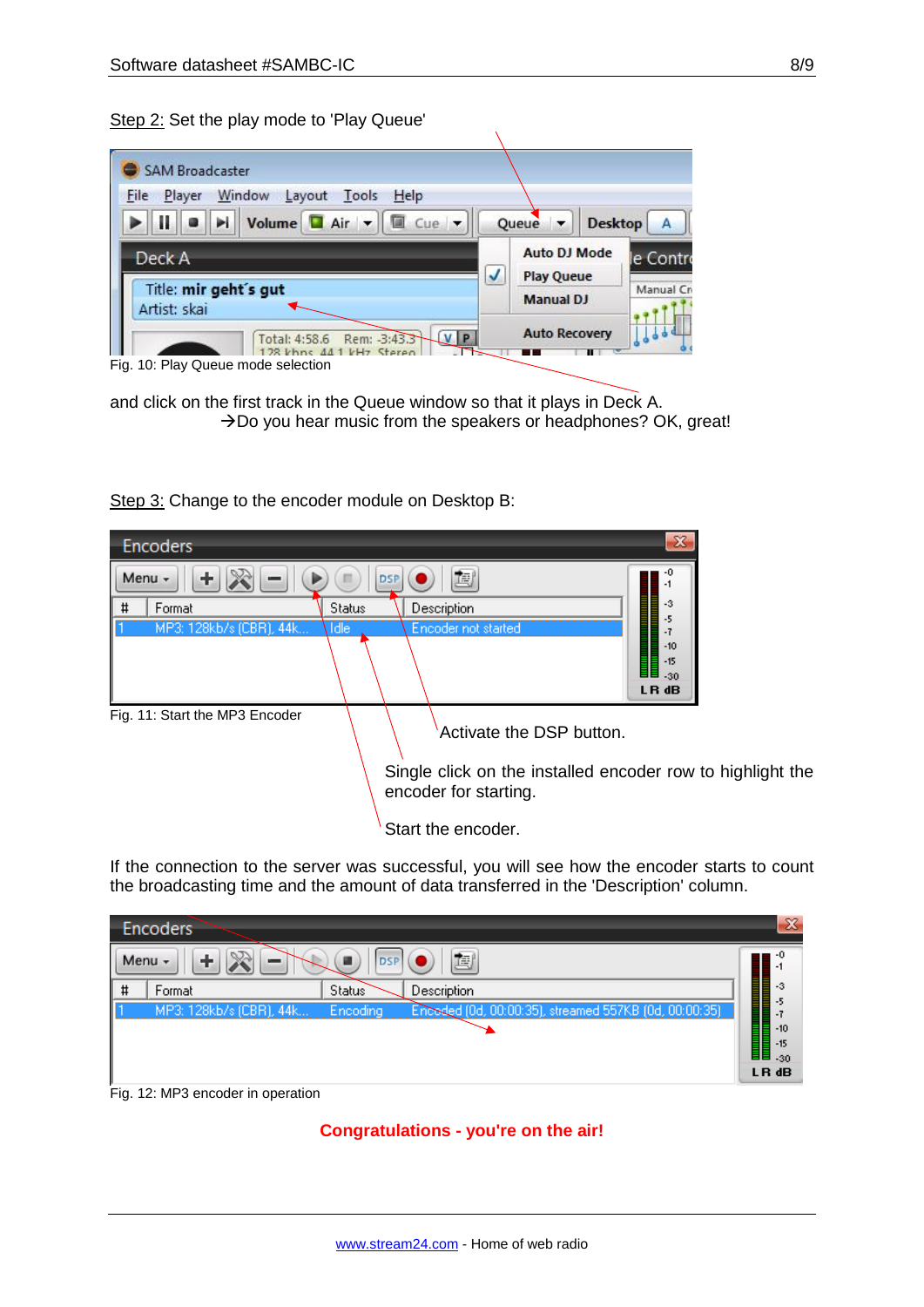Step 2: Set the play mode to 'Play Queue'

Fig. 10: Play Queue mode selection

and click on the first track in the Queue window so that it plays in Deck A.

→Do you hear music from the speakers or headphones? OK, great!

Step 3: Change to the encoder module on Desktop B:

Fig. 11: Start the MP3 Encoder

Activate the DSP button.

Single click on the installed encoder row to highlight the encoder for starting.

Start the encoder.

If the connection to the server was successful, you will see how the encoder starts to count the broadcasting time and the amount of data transferred in the 'Description' column.

Fig. 12: MP3 encoder in operation

**Congratulations - you're on the air!**

www.stream24.com - Home of web radio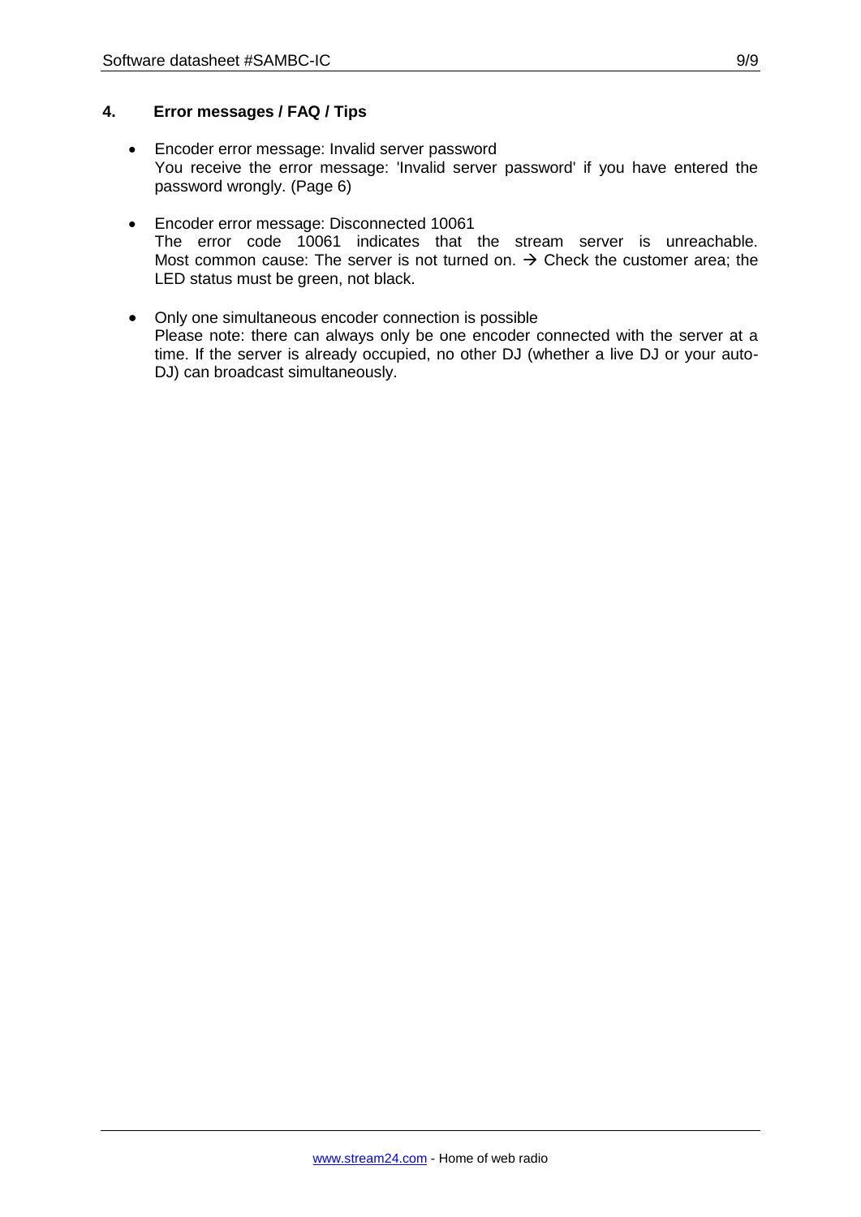## 4. Error messages / FAQ / Tips

- Encoder error message: Invalid server password
  You receive the error message: 'Invalid server password' if you have entered the password wrongly. (Page 6)

- Encoder error message: Disconnected 10061
  The error code 10061 indicates that the stream server is unreachable. Most common cause: The server is not turned on. → Check the customer area; the LED status must be green, not black.

- Only one simultaneous encoder connection is possible
  Please note: there can always only be one encoder connected with the server at a time. If the server is already occupied, no other DJ (whether a live DJ or your auto-DJ) can broadcast simultaneously.